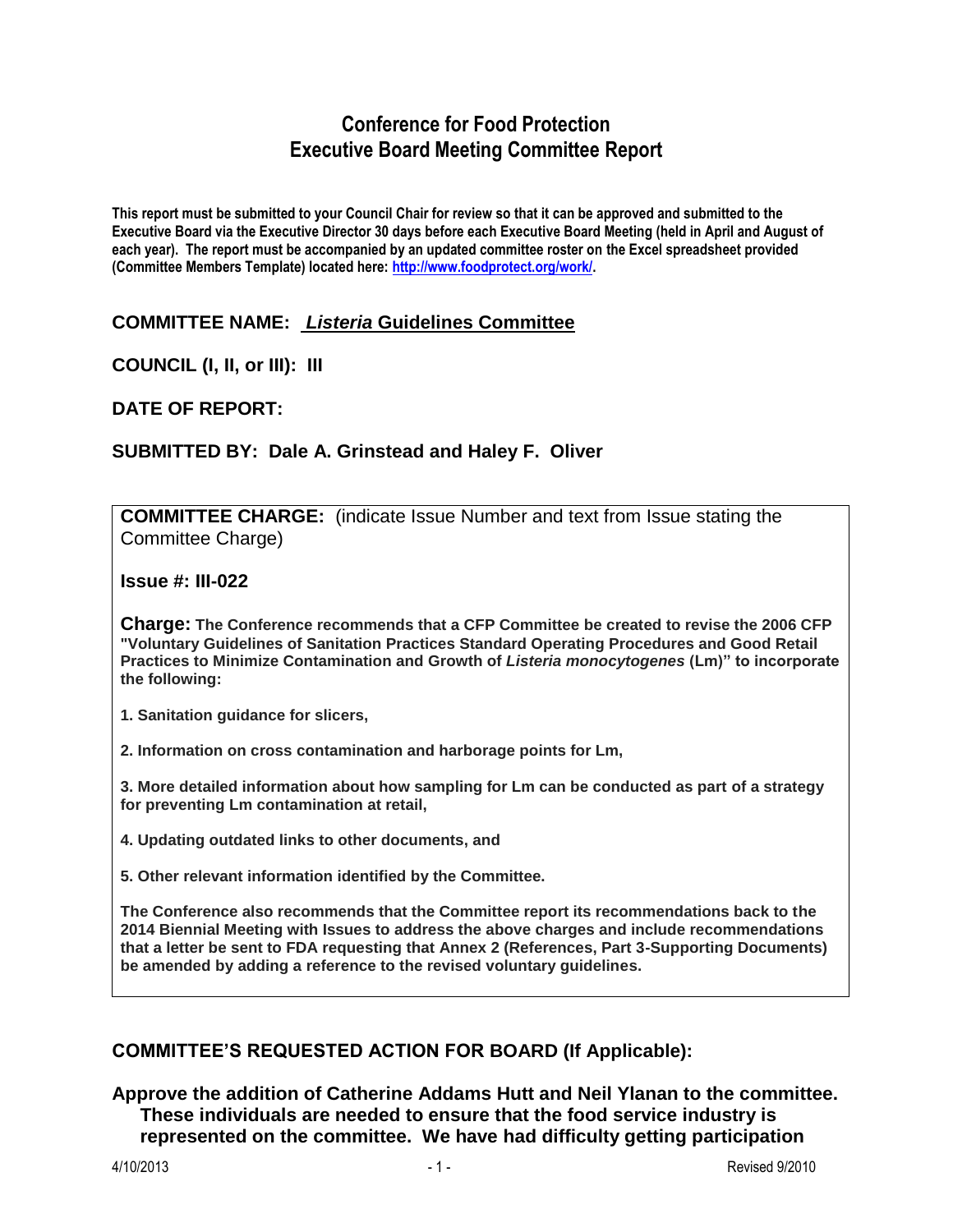# Conference for Food Protection
# Executive Board Meeting Committee Report

**This report must be submitted to your Council Chair for review so that it can be approved and submitted to the Executive Board via the Executive Director 30 days before each Executive Board Meeting (held in April and August of each year). The report must be accompanied by an updated committee roster on the Excel spreadsheet provided (Committee Members Template) located here: http://www.foodprotect.org/work/.**

## COMMITTEE NAME: *Listeria* Guidelines Committee

## COUNCIL (I, II, or III): III

## DATE OF REPORT:

## SUBMITTED BY: Dale A. Grinstead and Haley F. Oliver

**COMMITTEE CHARGE:** (indicate Issue Number and text from Issue stating the Committee Charge)

**Issue #: III-022**

**Charge: The Conference recommends that a CFP Committee be created to revise the 2006 CFP "Voluntary Guidelines of Sanitation Practices Standard Operating Procedures and Good Retail Practices to Minimize Contamination and Growth of *Listeria monocytogenes* (Lm)" to incorporate the following:**

**1. Sanitation guidance for slicers,**

**2. Information on cross contamination and harborage points for Lm,**

**3. More detailed information about how sampling for Lm can be conducted as part of a strategy for preventing Lm contamination at retail,**

**4. Updating outdated links to other documents, and**

**5. Other relevant information identified by the Committee.**

**The Conference also recommends that the Committee report its recommendations back to the 2014 Biennial Meeting with Issues to address the above charges and include recommendations that a letter be sent to FDA requesting that Annex 2 (References, Part 3-Supporting Documents) be amended by adding a reference to the revised voluntary guidelines.**

## COMMITTEE'S REQUESTED ACTION FOR BOARD (If Applicable):

**Approve the addition of Catherine Addams Hutt and Neil Ylanan to the committee. These individuals are needed to ensure that the food service industry is represented on the committee. We have had difficulty getting participation**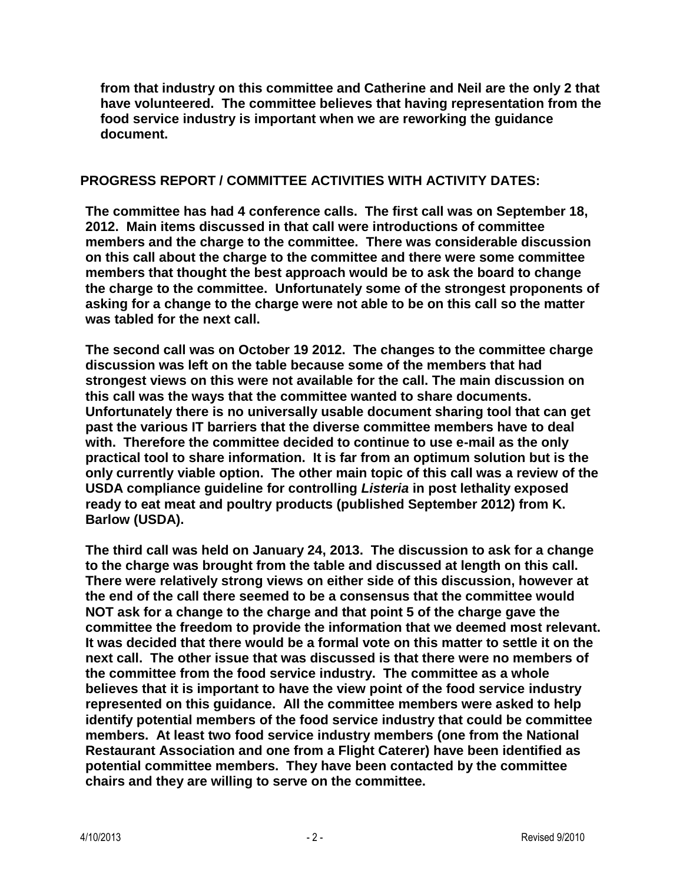**from that industry on this committee and Catherine and Neil are the only 2 that have volunteered. The committee believes that having representation from the food service industry is important when we are reworking the guidance document.**

## PROGRESS REPORT / COMMITTEE ACTIVITIES WITH ACTIVITY DATES:

**The committee has had 4 conference calls. The first call was on September 18, 2012. Main items discussed in that call were introductions of committee members and the charge to the committee. There was considerable discussion on this call about the charge to the committee and there were some committee members that thought the best approach would be to ask the board to change the charge to the committee. Unfortunately some of the strongest proponents of asking for a change to the charge were not able to be on this call so the matter was tabled for the next call.**

**The second call was on October 19 2012. The changes to the committee charge discussion was left on the table because some of the members that had strongest views on this were not available for the call. The main discussion on this call was the ways that the committee wanted to share documents. Unfortunately there is no universally usable document sharing tool that can get past the various IT barriers that the diverse committee members have to deal with. Therefore the committee decided to continue to use e-mail as the only practical tool to share information. It is far from an optimum solution but is the only currently viable option. The other main topic of this call was a review of the USDA compliance guideline for controlling *Listeria* in post lethality exposed ready to eat meat and poultry products (published September 2012) from K. Barlow (USDA).**

**The third call was held on January 24, 2013. The discussion to ask for a change to the charge was brought from the table and discussed at length on this call. There were relatively strong views on either side of this discussion, however at the end of the call there seemed to be a consensus that the committee would NOT ask for a change to the charge and that point 5 of the charge gave the committee the freedom to provide the information that we deemed most relevant. It was decided that there would be a formal vote on this matter to settle it on the next call. The other issue that was discussed is that there were no members of the committee from the food service industry. The committee as a whole believes that it is important to have the view point of the food service industry represented on this guidance. All the committee members were asked to help identify potential members of the food service industry that could be committee members. At least two food service industry members (one from the National Restaurant Association and one from a Flight Caterer) have been identified as potential committee members. They have been contacted by the committee chairs and they are willing to serve on the committee.**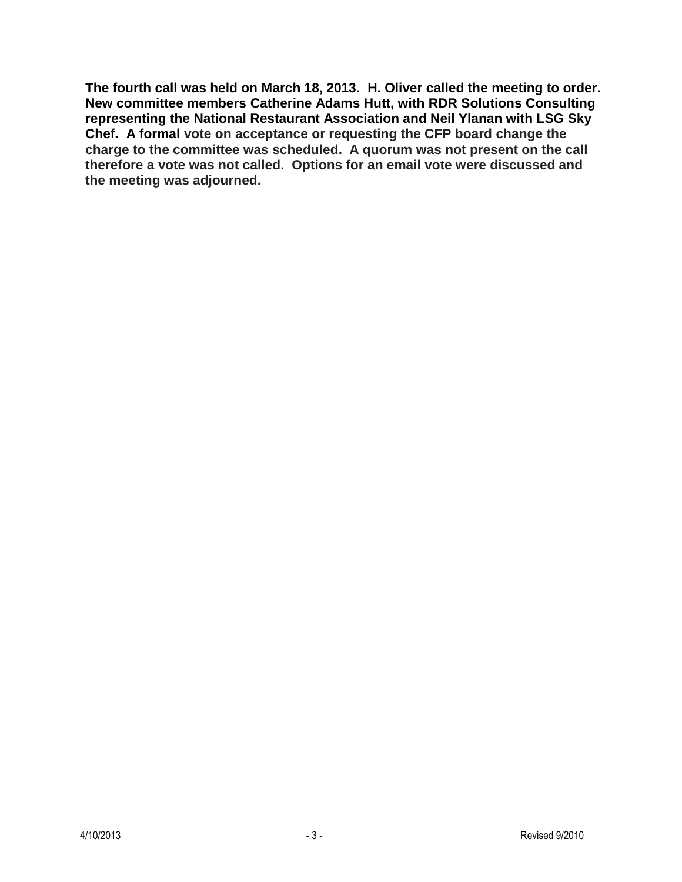**The fourth call was held on March 18, 2013. H. Oliver called the meeting to order. New committee members Catherine Adams Hutt, with RDR Solutions Consulting representing the National Restaurant Association and Neil Ylanan with LSG Sky Chef. A formal vote on acceptance or requesting the CFP board change the charge to the committee was scheduled. A quorum was not present on the call therefore a vote was not called. Options for an email vote were discussed and the meeting was adjourned.**